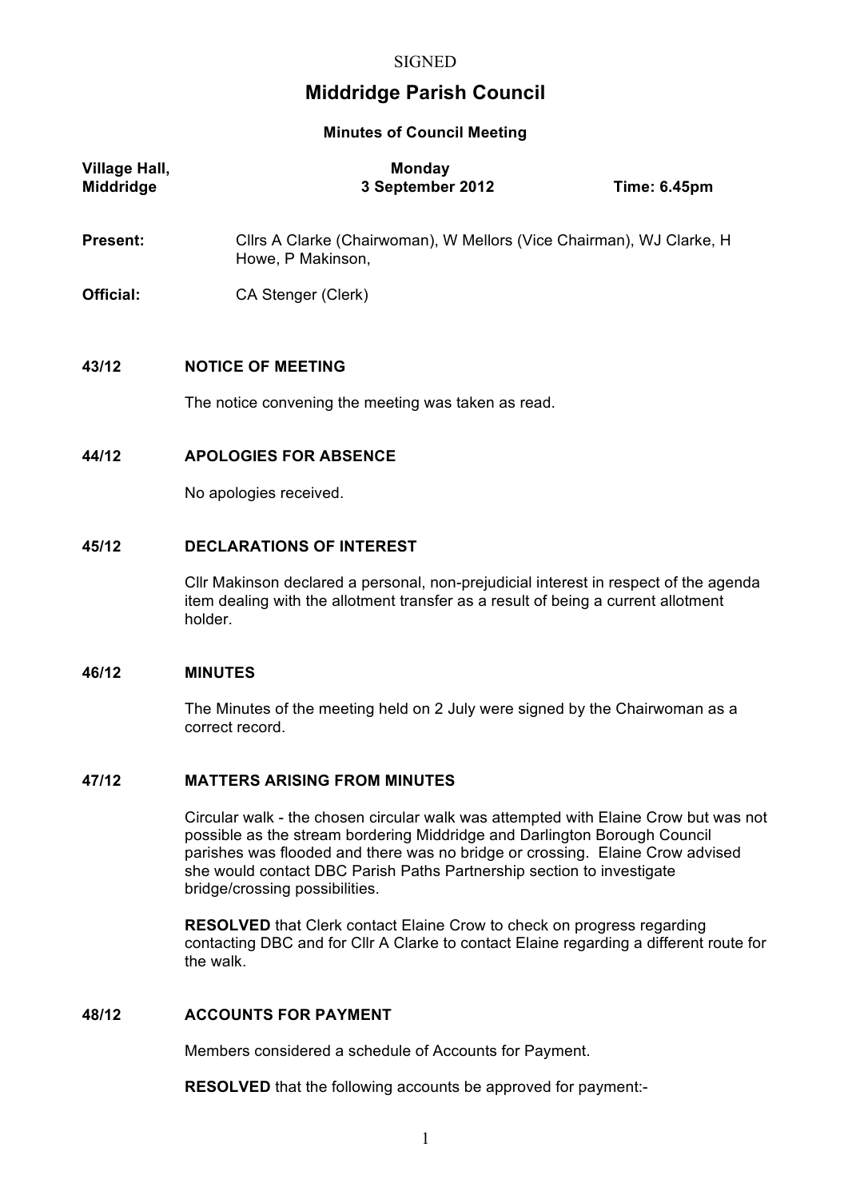SIGNED

# Middridge Parish Council

**Minutes of Council Meeting**

| **Village Hall, Middridge** | **Monday 3 September 2012** | **Time: 6.45pm** |
|---|---|---|

**Present:** Cllrs A Clarke (Chairwoman), W Mellors (Vice Chairman), WJ Clarke, H Howe, P Makinson,

**Official:** CA Stenger (Clerk)

## 43/12 NOTICE OF MEETING

The notice convening the meeting was taken as read.

## 44/12 APOLOGIES FOR ABSENCE

No apologies received.

## 45/12 DECLARATIONS OF INTEREST

Cllr Makinson declared a personal, non-prejudicial interest in respect of the agenda item dealing with the allotment transfer as a result of being a current allotment holder.

## 46/12 MINUTES

The Minutes of the meeting held on 2 July were signed by the Chairwoman as a correct record.

## 47/12 MATTERS ARISING FROM MINUTES

Circular walk - the chosen circular walk was attempted with Elaine Crow but was not possible as the stream bordering Middridge and Darlington Borough Council parishes was flooded and there was no bridge or crossing. Elaine Crow advised she would contact DBC Parish Paths Partnership section to investigate bridge/crossing possibilities.

**RESOLVED** that Clerk contact Elaine Crow to check on progress regarding contacting DBC and for Cllr A Clarke to contact Elaine regarding a different route for the walk.

## 48/12 ACCOUNTS FOR PAYMENT

Members considered a schedule of Accounts for Payment.

**RESOLVED** that the following accounts be approved for payment:-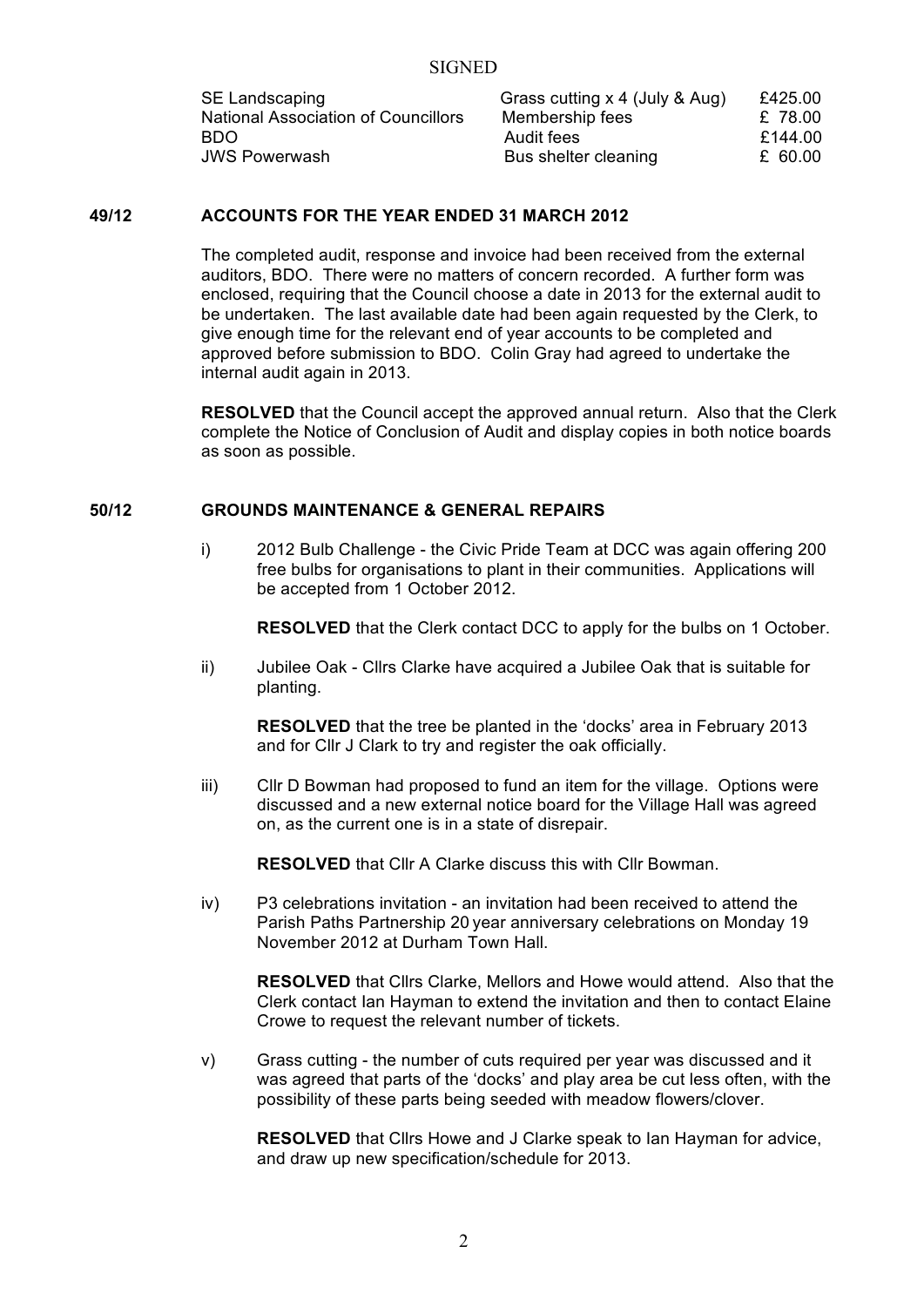SIGNED

| | | |
|---|---|---|
| SE Landscaping | Grass cutting x 4 (July & Aug) | £425.00 |
| National Association of Councillors | Membership fees | £ 78.00 |
| BDO | Audit fees | £144.00 |
| JWS Powerwash | Bus shelter cleaning | £ 60.00 |

**49/12 ACCOUNTS FOR THE YEAR ENDED 31 MARCH 2012**

The completed audit, response and invoice had been received from the external auditors, BDO. There were no matters of concern recorded. A further form was enclosed, requiring that the Council choose a date in 2013 for the external audit to be undertaken. The last available date had been again requested by the Clerk, to give enough time for the relevant end of year accounts to be completed and approved before submission to BDO. Colin Gray had agreed to undertake the internal audit again in 2013.

**RESOLVED** that the Council accept the approved annual return. Also that the Clerk complete the Notice of Conclusion of Audit and display copies in both notice boards as soon as possible.

**50/12 GROUNDS MAINTENANCE & GENERAL REPAIRS**

i) 2012 Bulb Challenge - the Civic Pride Team at DCC was again offering 200 free bulbs for organisations to plant in their communities. Applications will be accepted from 1 October 2012.

**RESOLVED** that the Clerk contact DCC to apply for the bulbs on 1 October.

ii) Jubilee Oak - Cllrs Clarke have acquired a Jubilee Oak that is suitable for planting.

**RESOLVED** that the tree be planted in the 'docks' area in February 2013 and for Cllr J Clark to try and register the oak officially.

iii) Cllr D Bowman had proposed to fund an item for the village. Options were discussed and a new external notice board for the Village Hall was agreed on, as the current one is in a state of disrepair.

**RESOLVED** that Cllr A Clarke discuss this with Cllr Bowman.

iv) P3 celebrations invitation - an invitation had been received to attend the Parish Paths Partnership 20 year anniversary celebrations on Monday 19 November 2012 at Durham Town Hall.

**RESOLVED** that Cllrs Clarke, Mellors and Howe would attend. Also that the Clerk contact Ian Hayman to extend the invitation and then to contact Elaine Crowe to request the relevant number of tickets.

v) Grass cutting - the number of cuts required per year was discussed and it was agreed that parts of the 'docks' and play area be cut less often, with the possibility of these parts being seeded with meadow flowers/clover.

**RESOLVED** that Cllrs Howe and J Clarke speak to Ian Hayman for advice, and draw up new specification/schedule for 2013.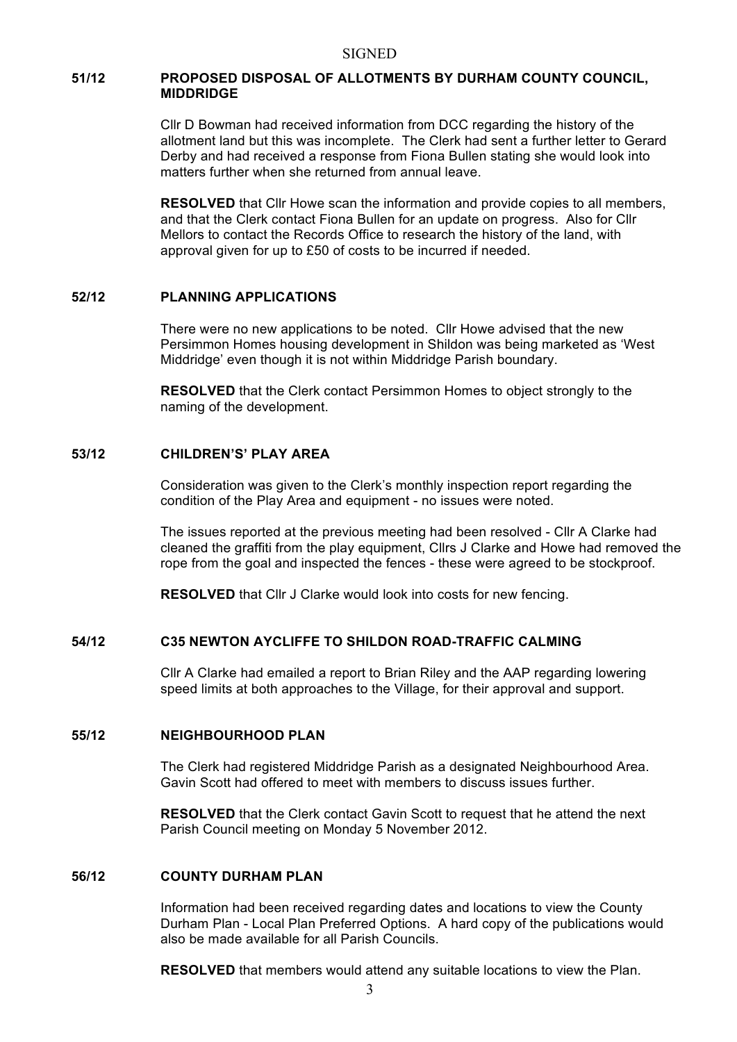SIGNED

## 51/12 PROPOSED DISPOSAL OF ALLOTMENTS BY DURHAM COUNTY COUNCIL, MIDDRIDGE

Cllr D Bowman had received information from DCC regarding the history of the allotment land but this was incomplete. The Clerk had sent a further letter to Gerard Derby and had received a response from Fiona Bullen stating she would look into matters further when she returned from annual leave.

**RESOLVED** that Cllr Howe scan the information and provide copies to all members, and that the Clerk contact Fiona Bullen for an update on progress. Also for Cllr Mellors to contact the Records Office to research the history of the land, with approval given for up to £50 of costs to be incurred if needed.

## 52/12 PLANNING APPLICATIONS

There were no new applications to be noted. Cllr Howe advised that the new Persimmon Homes housing development in Shildon was being marketed as 'West Middridge' even though it is not within Middridge Parish boundary.

**RESOLVED** that the Clerk contact Persimmon Homes to object strongly to the naming of the development.

## 53/12 CHILDREN'S' PLAY AREA

Consideration was given to the Clerk's monthly inspection report regarding the condition of the Play Area and equipment - no issues were noted.

The issues reported at the previous meeting had been resolved - Cllr A Clarke had cleaned the graffiti from the play equipment, Cllrs J Clarke and Howe had removed the rope from the goal and inspected the fences - these were agreed to be stockproof.

**RESOLVED** that Cllr J Clarke would look into costs for new fencing.

## 54/12 C35 NEWTON AYCLIFFE TO SHILDON ROAD-TRAFFIC CALMING

Cllr A Clarke had emailed a report to Brian Riley and the AAP regarding lowering speed limits at both approaches to the Village, for their approval and support.

## 55/12 NEIGHBOURHOOD PLAN

The Clerk had registered Middridge Parish as a designated Neighbourhood Area. Gavin Scott had offered to meet with members to discuss issues further.

**RESOLVED** that the Clerk contact Gavin Scott to request that he attend the next Parish Council meeting on Monday 5 November 2012.

## 56/12 COUNTY DURHAM PLAN

Information had been received regarding dates and locations to view the County Durham Plan - Local Plan Preferred Options. A hard copy of the publications would also be made available for all Parish Councils.

**RESOLVED** that members would attend any suitable locations to view the Plan.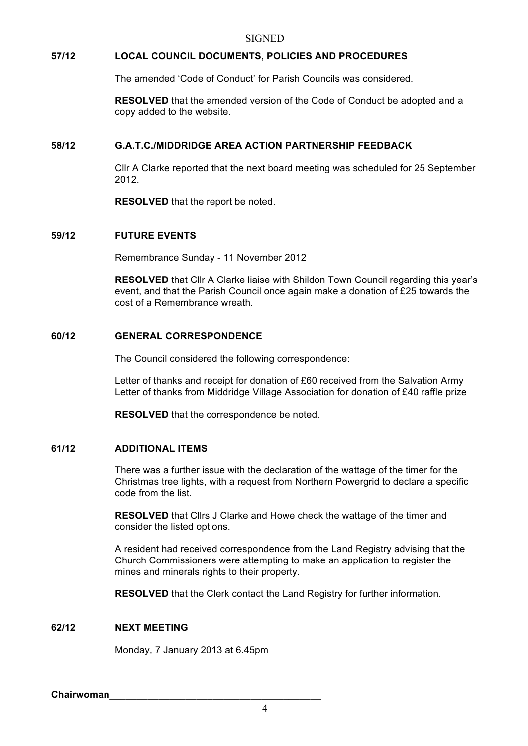SIGNED

**57/12 LOCAL COUNCIL DOCUMENTS, POLICIES AND PROCEDURES**

The amended 'Code of Conduct' for Parish Councils was considered.

**RESOLVED** that the amended version of the Code of Conduct be adopted and a copy added to the website.

**58/12 G.A.T.C./MIDDRIDGE AREA ACTION PARTNERSHIP FEEDBACK**

Cllr A Clarke reported that the next board meeting was scheduled for 25 September 2012.

**RESOLVED** that the report be noted.

**59/12 FUTURE EVENTS**

Remembrance Sunday - 11 November 2012

**RESOLVED** that Cllr A Clarke liaise with Shildon Town Council regarding this year's event, and that the Parish Council once again make a donation of £25 towards the cost of a Remembrance wreath.

**60/12 GENERAL CORRESPONDENCE**

The Council considered the following correspondence:

Letter of thanks and receipt for donation of £60 received from the Salvation Army
Letter of thanks from Middridge Village Association for donation of £40 raffle prize

**RESOLVED** that the correspondence be noted.

**61/12 ADDITIONAL ITEMS**

There was a further issue with the declaration of the wattage of the timer for the Christmas tree lights, with a request from Northern Powergrid to declare a specific code from the list.

**RESOLVED** that Cllrs J Clarke and Howe check the wattage of the timer and consider the listed options.

A resident had received correspondence from the Land Registry advising that the Church Commissioners were attempting to make an application to register the mines and minerals rights to their property.

**RESOLVED** that the Clerk contact the Land Registry for further information.

**62/12 NEXT MEETING**

Monday, 7 January 2013 at 6.45pm

**Chairwoman**\_\_\_\_\_\_\_\_\_\_\_\_\_\_\_\_\_\_\_\_\_\_\_\_\_\_\_\_\_\_\_\_\_\_\_\_\_\_\_\_